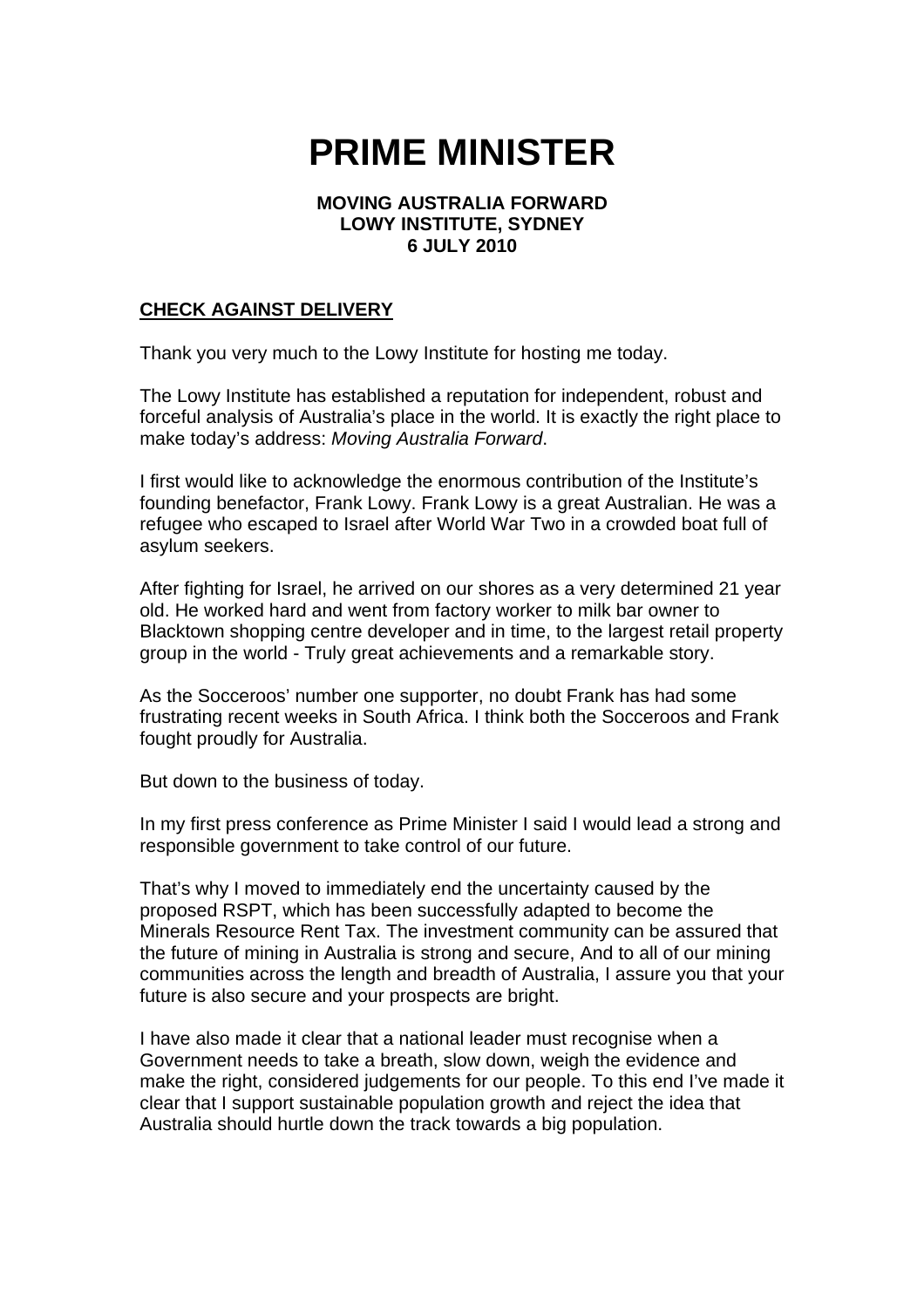# PRIME MINISTER

**MOVING AUSTRALIA FORWARD**
**LOWY INSTITUTE, SYDNEY**
**6 JULY 2010**

**CHECK AGAINST DELIVERY**

Thank you very much to the Lowy Institute for hosting me today.

The Lowy Institute has established a reputation for independent, robust and forceful analysis of Australia's place in the world. It is exactly the right place to make today's address: *Moving Australia Forward*.

I first would like to acknowledge the enormous contribution of the Institute's founding benefactor, Frank Lowy. Frank Lowy is a great Australian. He was a refugee who escaped to Israel after World War Two in a crowded boat full of asylum seekers.

After fighting for Israel, he arrived on our shores as a very determined 21 year old. He worked hard and went from factory worker to milk bar owner to Blacktown shopping centre developer and in time, to the largest retail property group in the world - Truly great achievements and a remarkable story.

As the Socceroos' number one supporter, no doubt Frank has had some frustrating recent weeks in South Africa. I think both the Socceroos and Frank fought proudly for Australia.

But down to the business of today.

In my first press conference as Prime Minister I said I would lead a strong and responsible government to take control of our future.

That's why I moved to immediately end the uncertainty caused by the proposed RSPT, which has been successfully adapted to become the Minerals Resource Rent Tax. The investment community can be assured that the future of mining in Australia is strong and secure, And to all of our mining communities across the length and breadth of Australia, I assure you that your future is also secure and your prospects are bright.

I have also made it clear that a national leader must recognise when a Government needs to take a breath, slow down, weigh the evidence and make the right, considered judgements for our people. To this end I've made it clear that I support sustainable population growth and reject the idea that Australia should hurtle down the track towards a big population.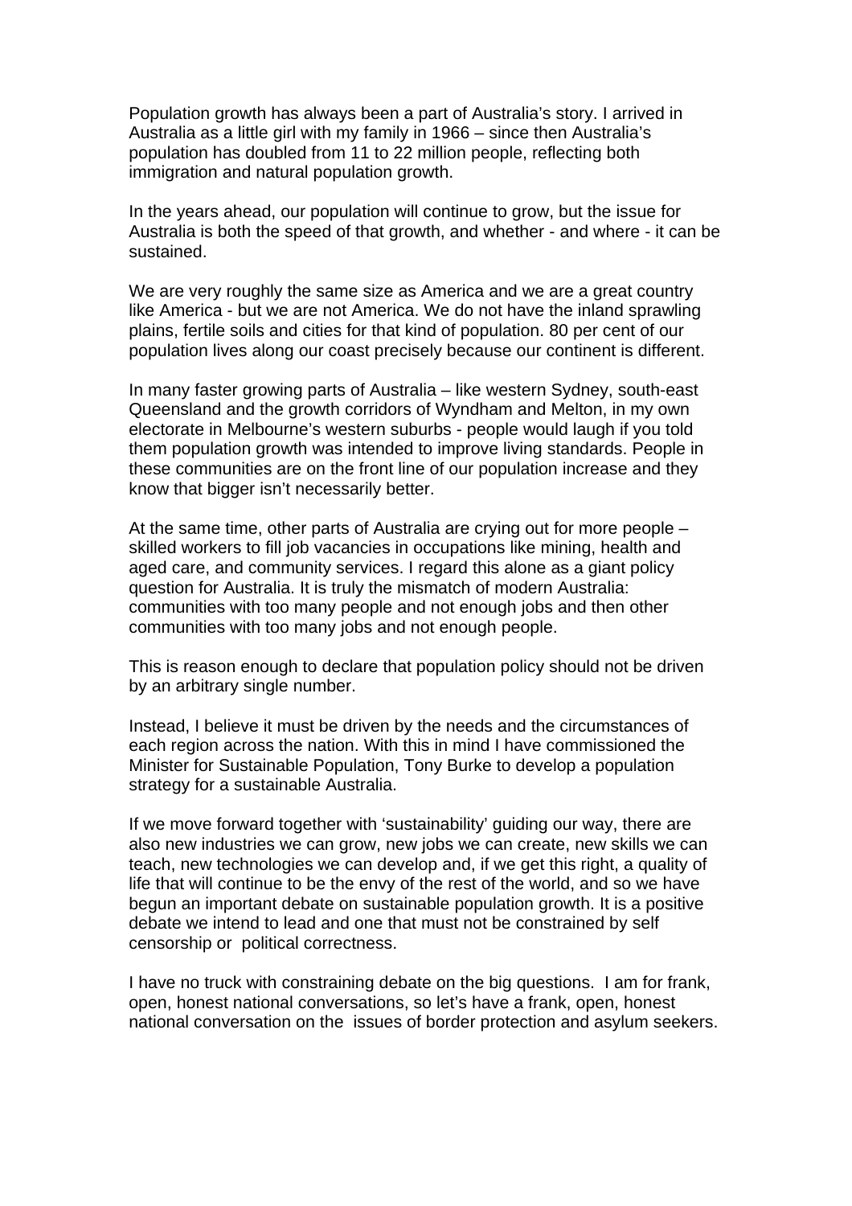Population growth has always been a part of Australia's story. I arrived in Australia as a little girl with my family in 1966 – since then Australia's population has doubled from 11 to 22 million people, reflecting both immigration and natural population growth.

In the years ahead, our population will continue to grow, but the issue for Australia is both the speed of that growth, and whether - and where - it can be sustained.

We are very roughly the same size as America and we are a great country like America - but we are not America. We do not have the inland sprawling plains, fertile soils and cities for that kind of population. 80 per cent of our population lives along our coast precisely because our continent is different.

In many faster growing parts of Australia – like western Sydney, south-east Queensland and the growth corridors of Wyndham and Melton, in my own electorate in Melbourne's western suburbs - people would laugh if you told them population growth was intended to improve living standards. People in these communities are on the front line of our population increase and they know that bigger isn't necessarily better.

At the same time, other parts of Australia are crying out for more people – skilled workers to fill job vacancies in occupations like mining, health and aged care, and community services. I regard this alone as a giant policy question for Australia. It is truly the mismatch of modern Australia: communities with too many people and not enough jobs and then other communities with too many jobs and not enough people.

This is reason enough to declare that population policy should not be driven by an arbitrary single number.

Instead, I believe it must be driven by the needs and the circumstances of each region across the nation. With this in mind I have commissioned the Minister for Sustainable Population, Tony Burke to develop a population strategy for a sustainable Australia.

If we move forward together with 'sustainability' guiding our way, there are also new industries we can grow, new jobs we can create, new skills we can teach, new technologies we can develop and, if we get this right, a quality of life that will continue to be the envy of the rest of the world, and so we have begun an important debate on sustainable population growth. It is a positive debate we intend to lead and one that must not be constrained by self censorship or political correctness.

I have no truck with constraining debate on the big questions. I am for frank, open, honest national conversations, so let's have a frank, open, honest national conversation on the issues of border protection and asylum seekers.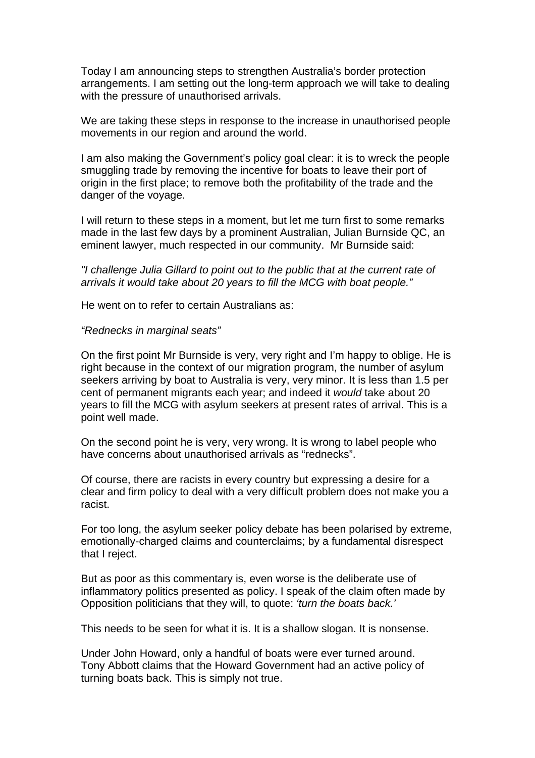Today I am announcing steps to strengthen Australia's border protection arrangements. I am setting out the long-term approach we will take to dealing with the pressure of unauthorised arrivals.

We are taking these steps in response to the increase in unauthorised people movements in our region and around the world.

I am also making the Government's policy goal clear: it is to wreck the people smuggling trade by removing the incentive for boats to leave their port of origin in the first place; to remove both the profitability of the trade and the danger of the voyage.

I will return to these steps in a moment, but let me turn first to some remarks made in the last few days by a prominent Australian, Julian Burnside QC, an eminent lawyer, much respected in our community. Mr Burnside said:

*"I challenge Julia Gillard to point out to the public that at the current rate of arrivals it would take about 20 years to fill the MCG with boat people."*

He went on to refer to certain Australians as:

*"Rednecks in marginal seats"*

On the first point Mr Burnside is very, very right and I'm happy to oblige. He is right because in the context of our migration program, the number of asylum seekers arriving by boat to Australia is very, very minor. It is less than 1.5 per cent of permanent migrants each year; and indeed it *would* take about 20 years to fill the MCG with asylum seekers at present rates of arrival. This is a point well made.

On the second point he is very, very wrong. It is wrong to label people who have concerns about unauthorised arrivals as "rednecks".

Of course, there are racists in every country but expressing a desire for a clear and firm policy to deal with a very difficult problem does not make you a racist.

For too long, the asylum seeker policy debate has been polarised by extreme, emotionally-charged claims and counterclaims; by a fundamental disrespect that I reject.

But as poor as this commentary is, even worse is the deliberate use of inflammatory politics presented as policy. I speak of the claim often made by Opposition politicians that they will, to quote: *'turn the boats back.'*

This needs to be seen for what it is. It is a shallow slogan. It is nonsense.

Under John Howard, only a handful of boats were ever turned around. Tony Abbott claims that the Howard Government had an active policy of turning boats back. This is simply not true.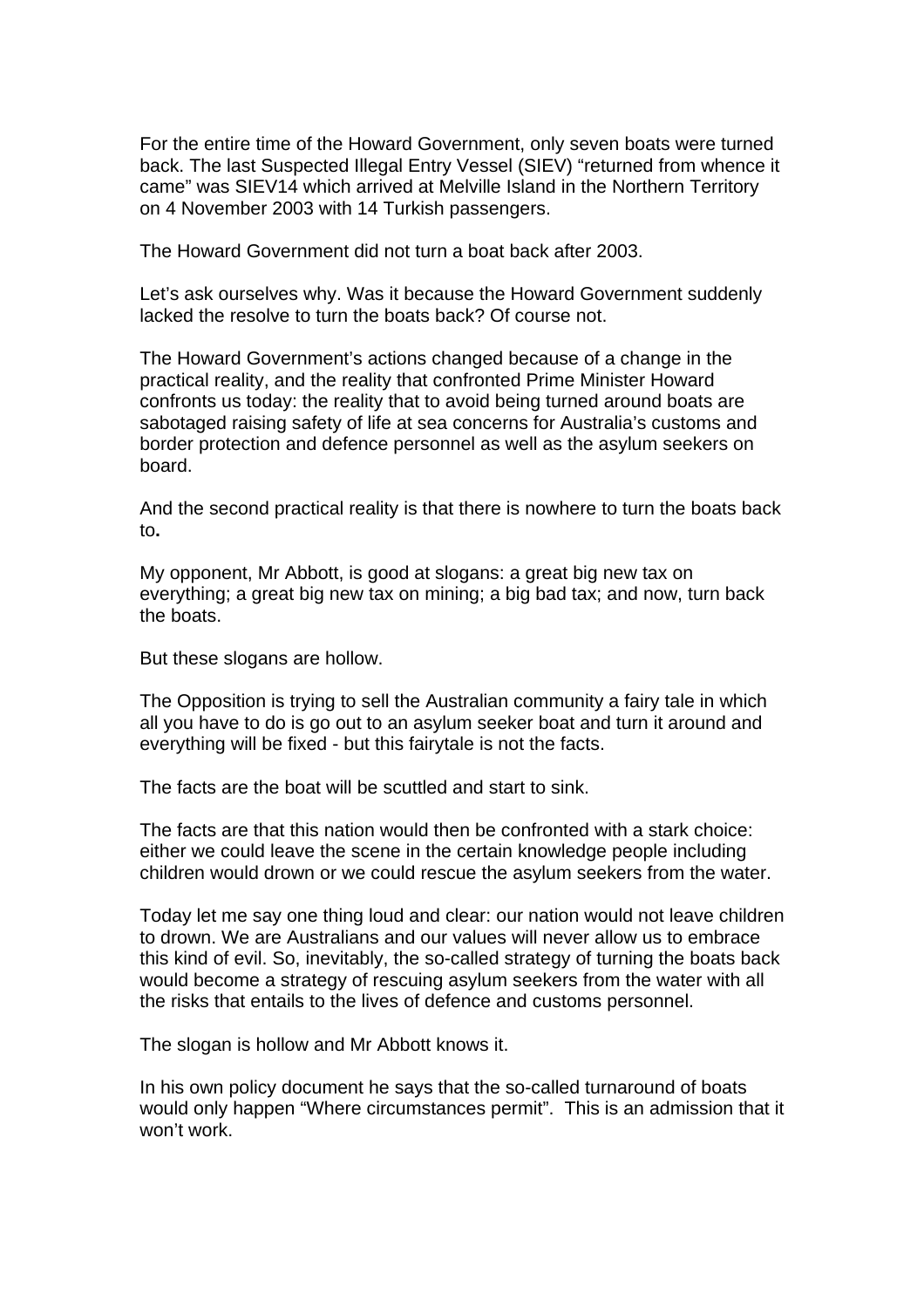For the entire time of the Howard Government, only seven boats were turned back. The last Suspected Illegal Entry Vessel (SIEV) "returned from whence it came" was SIEV14 which arrived at Melville Island in the Northern Territory on 4 November 2003 with 14 Turkish passengers.

The Howard Government did not turn a boat back after 2003.

Let's ask ourselves why. Was it because the Howard Government suddenly lacked the resolve to turn the boats back? Of course not.

The Howard Government's actions changed because of a change in the practical reality, and the reality that confronted Prime Minister Howard confronts us today: the reality that to avoid being turned around boats are sabotaged raising safety of life at sea concerns for Australia's customs and border protection and defence personnel as well as the asylum seekers on board.

And the second practical reality is that there is nowhere to turn the boats back to**.**

My opponent, Mr Abbott, is good at slogans: a great big new tax on everything; a great big new tax on mining; a big bad tax; and now, turn back the boats.

But these slogans are hollow.

The Opposition is trying to sell the Australian community a fairy tale in which all you have to do is go out to an asylum seeker boat and turn it around and everything will be fixed - but this fairytale is not the facts.

The facts are the boat will be scuttled and start to sink.

The facts are that this nation would then be confronted with a stark choice: either we could leave the scene in the certain knowledge people including children would drown or we could rescue the asylum seekers from the water.

Today let me say one thing loud and clear: our nation would not leave children to drown. We are Australians and our values will never allow us to embrace this kind of evil. So, inevitably, the so-called strategy of turning the boats back would become a strategy of rescuing asylum seekers from the water with all the risks that entails to the lives of defence and customs personnel.

The slogan is hollow and Mr Abbott knows it.

In his own policy document he says that the so-called turnaround of boats would only happen "Where circumstances permit". This is an admission that it won't work.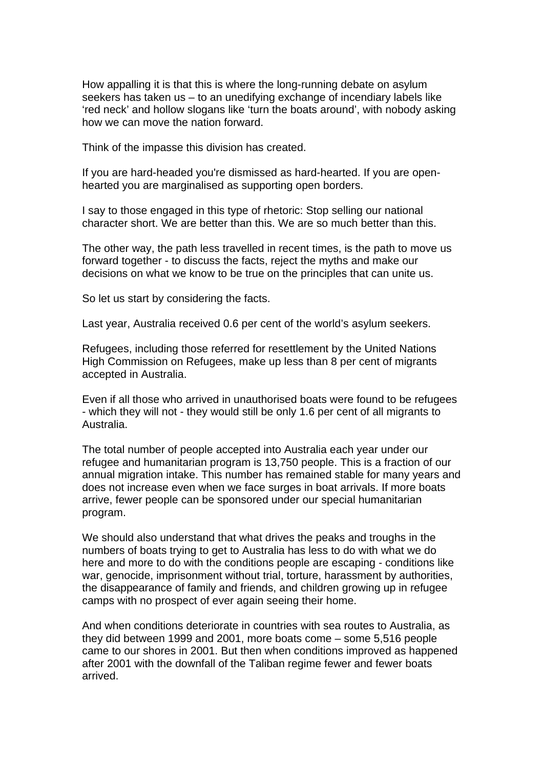How appalling it is that this is where the long-running debate on asylum seekers has taken us – to an unedifying exchange of incendiary labels like 'red neck' and hollow slogans like 'turn the boats around', with nobody asking how we can move the nation forward.

Think of the impasse this division has created.

If you are hard-headed you're dismissed as hard-hearted. If you are open-hearted you are marginalised as supporting open borders.

I say to those engaged in this type of rhetoric: Stop selling our national character short. We are better than this. We are so much better than this.

The other way, the path less travelled in recent times, is the path to move us forward together - to discuss the facts, reject the myths and make our decisions on what we know to be true on the principles that can unite us.

So let us start by considering the facts.

Last year, Australia received 0.6 per cent of the world's asylum seekers.

Refugees, including those referred for resettlement by the United Nations High Commission on Refugees, make up less than 8 per cent of migrants accepted in Australia.

Even if all those who arrived in unauthorised boats were found to be refugees - which they will not - they would still be only 1.6 per cent of all migrants to Australia.

The total number of people accepted into Australia each year under our refugee and humanitarian program is 13,750 people. This is a fraction of our annual migration intake. This number has remained stable for many years and does not increase even when we face surges in boat arrivals. If more boats arrive, fewer people can be sponsored under our special humanitarian program.

We should also understand that what drives the peaks and troughs in the numbers of boats trying to get to Australia has less to do with what we do here and more to do with the conditions people are escaping - conditions like war, genocide, imprisonment without trial, torture, harassment by authorities, the disappearance of family and friends, and children growing up in refugee camps with no prospect of ever again seeing their home.

And when conditions deteriorate in countries with sea routes to Australia, as they did between 1999 and 2001, more boats come – some 5,516 people came to our shores in 2001. But then when conditions improved as happened after 2001 with the downfall of the Taliban regime fewer and fewer boats arrived.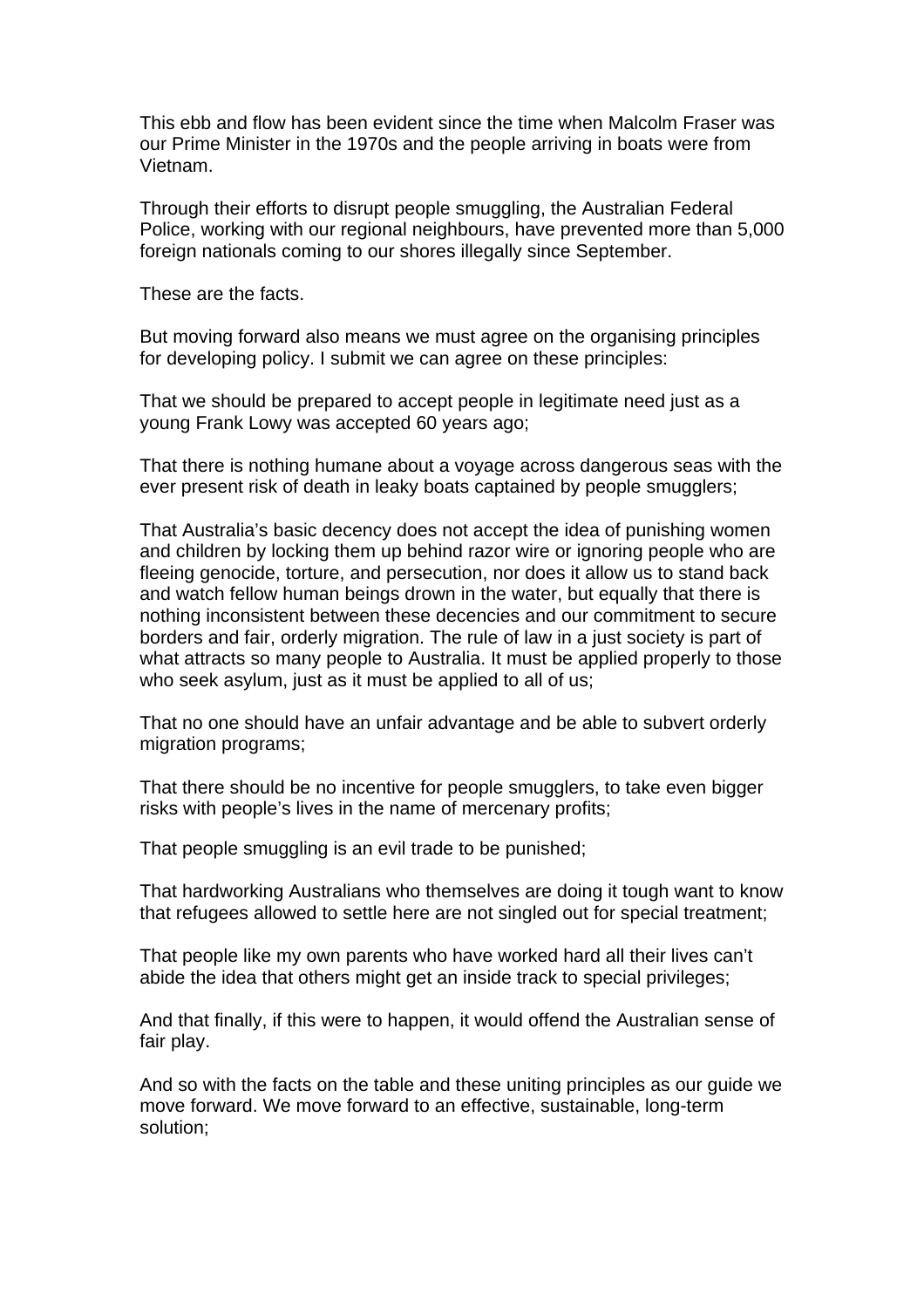This ebb and flow has been evident since the time when Malcolm Fraser was our Prime Minister in the 1970s and the people arriving in boats were from Vietnam.

Through their efforts to disrupt people smuggling, the Australian Federal Police, working with our regional neighbours, have prevented more than 5,000 foreign nationals coming to our shores illegally since September.

These are the facts.

But moving forward also means we must agree on the organising principles for developing policy. I submit we can agree on these principles:

That we should be prepared to accept people in legitimate need just as a young Frank Lowy was accepted 60 years ago;

That there is nothing humane about a voyage across dangerous seas with the ever present risk of death in leaky boats captained by people smugglers;

That Australia's basic decency does not accept the idea of punishing women and children by locking them up behind razor wire or ignoring people who are fleeing genocide, torture, and persecution, nor does it allow us to stand back and watch fellow human beings drown in the water, but equally that there is nothing inconsistent between these decencies and our commitment to secure borders and fair, orderly migration. The rule of law in a just society is part of what attracts so many people to Australia. It must be applied properly to those who seek asylum, just as it must be applied to all of us;

That no one should have an unfair advantage and be able to subvert orderly migration programs;

That there should be no incentive for people smugglers, to take even bigger risks with people's lives in the name of mercenary profits;

That people smuggling is an evil trade to be punished;

That hardworking Australians who themselves are doing it tough want to know that refugees allowed to settle here are not singled out for special treatment;

That people like my own parents who have worked hard all their lives can't abide the idea that others might get an inside track to special privileges;

And that finally, if this were to happen, it would offend the Australian sense of fair play.

And so with the facts on the table and these uniting principles as our guide we move forward. We move forward to an effective, sustainable, long-term solution;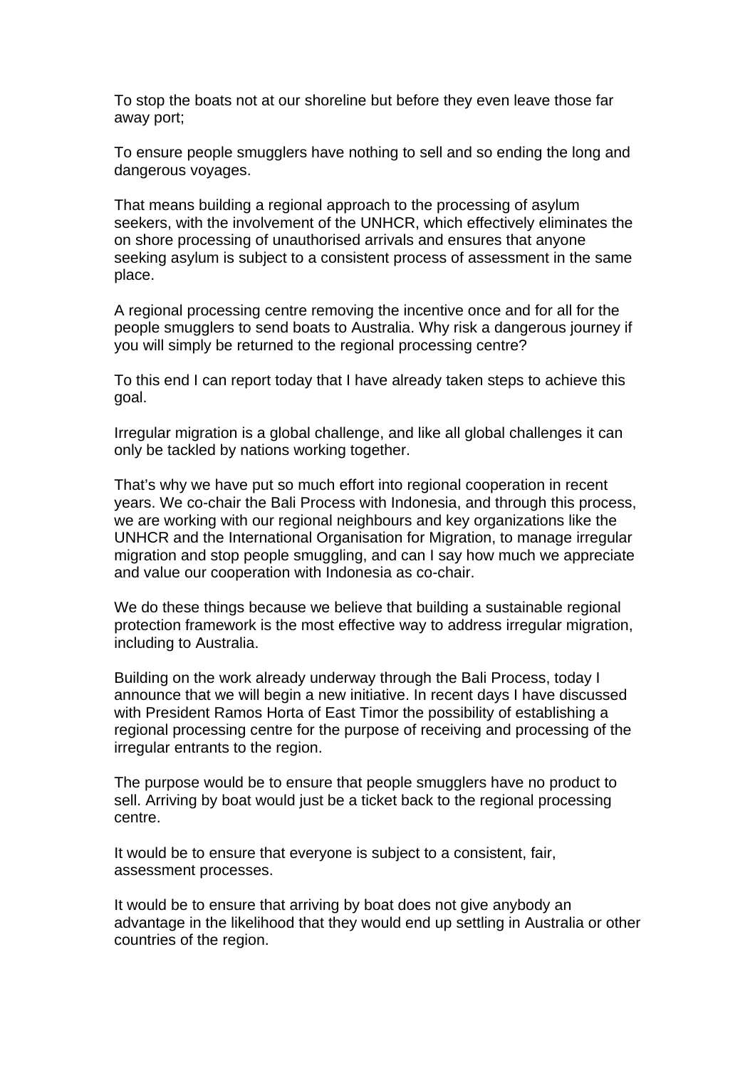To stop the boats not at our shoreline but before they even leave those far away port;

To ensure people smugglers have nothing to sell and so ending the long and dangerous voyages.

That means building a regional approach to the processing of asylum seekers, with the involvement of the UNHCR, which effectively eliminates the on shore processing of unauthorised arrivals and ensures that anyone seeking asylum is subject to a consistent process of assessment in the same place.

A regional processing centre removing the incentive once and for all for the people smugglers to send boats to Australia. Why risk a dangerous journey if you will simply be returned to the regional processing centre?

To this end I can report today that I have already taken steps to achieve this goal.

Irregular migration is a global challenge, and like all global challenges it can only be tackled by nations working together.

That's why we have put so much effort into regional cooperation in recent years. We co-chair the Bali Process with Indonesia, and through this process, we are working with our regional neighbours and key organizations like the UNHCR and the International Organisation for Migration, to manage irregular migration and stop people smuggling, and can I say how much we appreciate and value our cooperation with Indonesia as co-chair.

We do these things because we believe that building a sustainable regional protection framework is the most effective way to address irregular migration, including to Australia.

Building on the work already underway through the Bali Process, today I announce that we will begin a new initiative. In recent days I have discussed with President Ramos Horta of East Timor the possibility of establishing a regional processing centre for the purpose of receiving and processing of the irregular entrants to the region.

The purpose would be to ensure that people smugglers have no product to sell. Arriving by boat would just be a ticket back to the regional processing centre.

It would be to ensure that everyone is subject to a consistent, fair, assessment processes.

It would be to ensure that arriving by boat does not give anybody an advantage in the likelihood that they would end up settling in Australia or other countries of the region.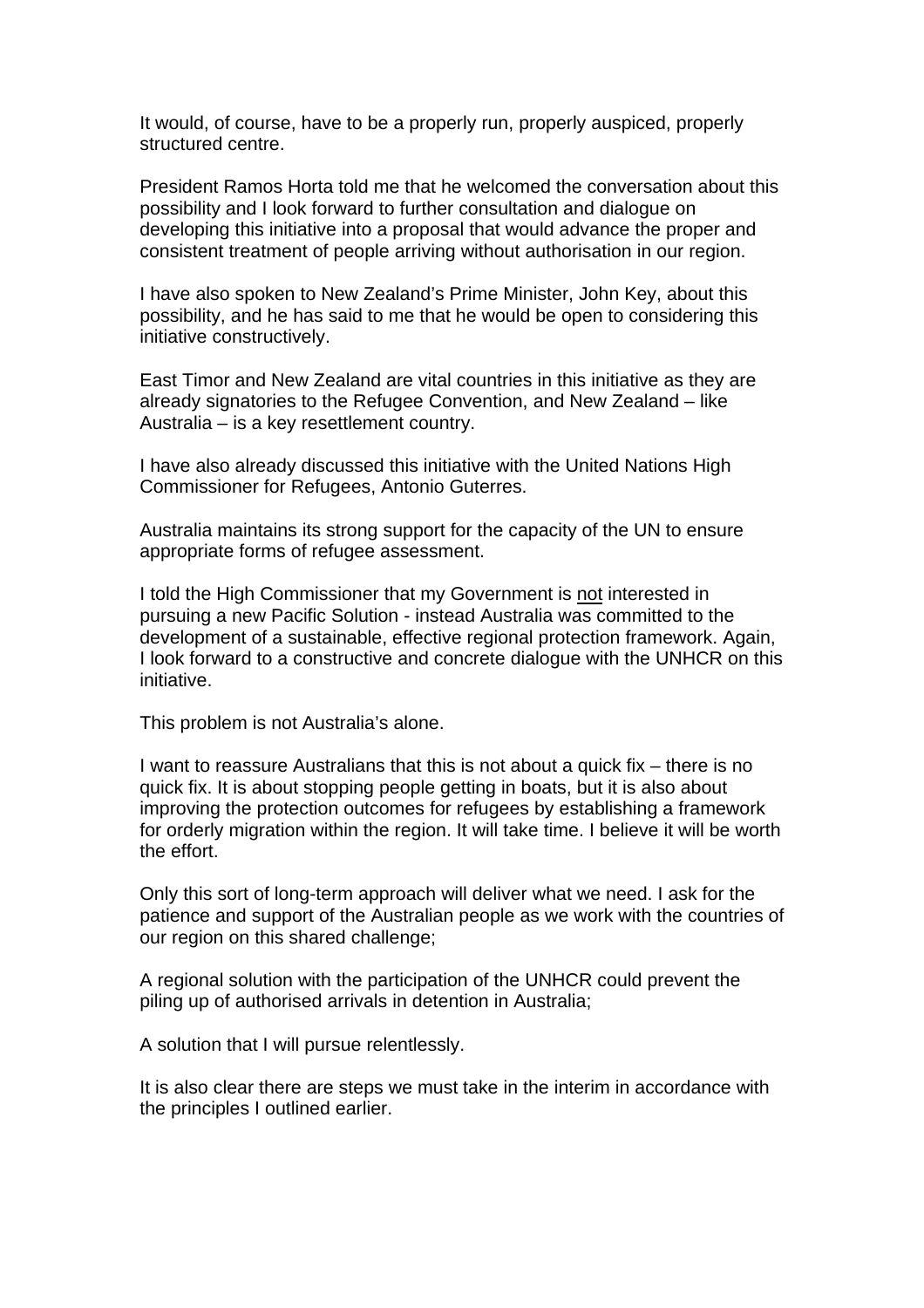It would, of course, have to be a properly run, properly auspiced, properly structured centre.

President Ramos Horta told me that he welcomed the conversation about this possibility and I look forward to further consultation and dialogue on developing this initiative into a proposal that would advance the proper and consistent treatment of people arriving without authorisation in our region.

I have also spoken to New Zealand's Prime Minister, John Key, about this possibility, and he has said to me that he would be open to considering this initiative constructively.

East Timor and New Zealand are vital countries in this initiative as they are already signatories to the Refugee Convention, and New Zealand – like Australia – is a key resettlement country.

I have also already discussed this initiative with the United Nations High Commissioner for Refugees, Antonio Guterres.

Australia maintains its strong support for the capacity of the UN to ensure appropriate forms of refugee assessment.

I told the High Commissioner that my Government is <u>not</u> interested in pursuing a new Pacific Solution - instead Australia was committed to the development of a sustainable, effective regional protection framework. Again, I look forward to a constructive and concrete dialogue with the UNHCR on this initiative.

This problem is not Australia's alone.

I want to reassure Australians that this is not about a quick fix – there is no quick fix. It is about stopping people getting in boats, but it is also about improving the protection outcomes for refugees by establishing a framework for orderly migration within the region. It will take time. I believe it will be worth the effort.

Only this sort of long-term approach will deliver what we need. I ask for the patience and support of the Australian people as we work with the countries of our region on this shared challenge;

A regional solution with the participation of the UNHCR could prevent the piling up of authorised arrivals in detention in Australia;

A solution that I will pursue relentlessly.

It is also clear there are steps we must take in the interim in accordance with the principles I outlined earlier.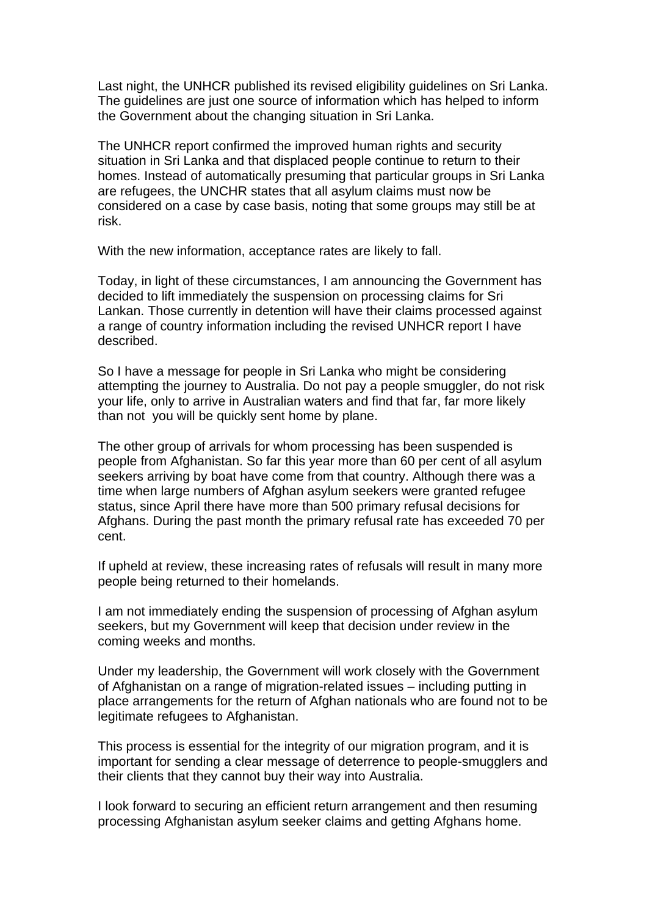Last night, the UNHCR published its revised eligibility guidelines on Sri Lanka. The guidelines are just one source of information which has helped to inform the Government about the changing situation in Sri Lanka.

The UNHCR report confirmed the improved human rights and security situation in Sri Lanka and that displaced people continue to return to their homes. Instead of automatically presuming that particular groups in Sri Lanka are refugees, the UNCHR states that all asylum claims must now be considered on a case by case basis, noting that some groups may still be at risk.

With the new information, acceptance rates are likely to fall.

Today, in light of these circumstances, I am announcing the Government has decided to lift immediately the suspension on processing claims for Sri Lankan. Those currently in detention will have their claims processed against a range of country information including the revised UNHCR report I have described.

So I have a message for people in Sri Lanka who might be considering attempting the journey to Australia. Do not pay a people smuggler, do not risk your life, only to arrive in Australian waters and find that far, far more likely than not  you will be quickly sent home by plane.

The other group of arrivals for whom processing has been suspended is people from Afghanistan. So far this year more than 60 per cent of all asylum seekers arriving by boat have come from that country. Although there was a time when large numbers of Afghan asylum seekers were granted refugee status, since April there have more than 500 primary refusal decisions for Afghans. During the past month the primary refusal rate has exceeded 70 per cent.

If upheld at review, these increasing rates of refusals will result in many more people being returned to their homelands.

I am not immediately ending the suspension of processing of Afghan asylum seekers, but my Government will keep that decision under review in the coming weeks and months.

Under my leadership, the Government will work closely with the Government of Afghanistan on a range of migration-related issues – including putting in place arrangements for the return of Afghan nationals who are found not to be legitimate refugees to Afghanistan.

This process is essential for the integrity of our migration program, and it is important for sending a clear message of deterrence to people-smugglers and their clients that they cannot buy their way into Australia.

I look forward to securing an efficient return arrangement and then resuming processing Afghanistan asylum seeker claims and getting Afghans home.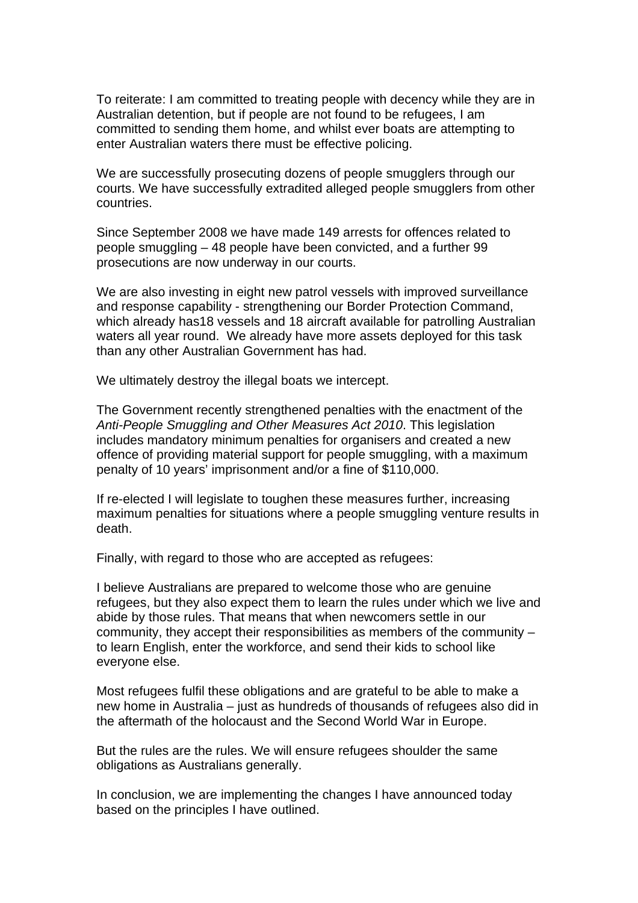To reiterate: I am committed to treating people with decency while they are in Australian detention, but if people are not found to be refugees, I am committed to sending them home, and whilst ever boats are attempting to enter Australian waters there must be effective policing.

We are successfully prosecuting dozens of people smugglers through our courts. We have successfully extradited alleged people smugglers from other countries.

Since September 2008 we have made 149 arrests for offences related to people smuggling – 48 people have been convicted, and a further 99 prosecutions are now underway in our courts.

We are also investing in eight new patrol vessels with improved surveillance and response capability - strengthening our Border Protection Command, which already has18 vessels and 18 aircraft available for patrolling Australian waters all year round. We already have more assets deployed for this task than any other Australian Government has had.

We ultimately destroy the illegal boats we intercept.

The Government recently strengthened penalties with the enactment of the *Anti-People Smuggling and Other Measures Act 2010*. This legislation includes mandatory minimum penalties for organisers and created a new offence of providing material support for people smuggling, with a maximum penalty of 10 years' imprisonment and/or a fine of $110,000.

If re-elected I will legislate to toughen these measures further, increasing maximum penalties for situations where a people smuggling venture results in death.

Finally, with regard to those who are accepted as refugees:

I believe Australians are prepared to welcome those who are genuine refugees, but they also expect them to learn the rules under which we live and abide by those rules. That means that when newcomers settle in our community, they accept their responsibilities as members of the community – to learn English, enter the workforce, and send their kids to school like everyone else.

Most refugees fulfil these obligations and are grateful to be able to make a new home in Australia – just as hundreds of thousands of refugees also did in the aftermath of the holocaust and the Second World War in Europe.

But the rules are the rules. We will ensure refugees shoulder the same obligations as Australians generally.

In conclusion, we are implementing the changes I have announced today based on the principles I have outlined.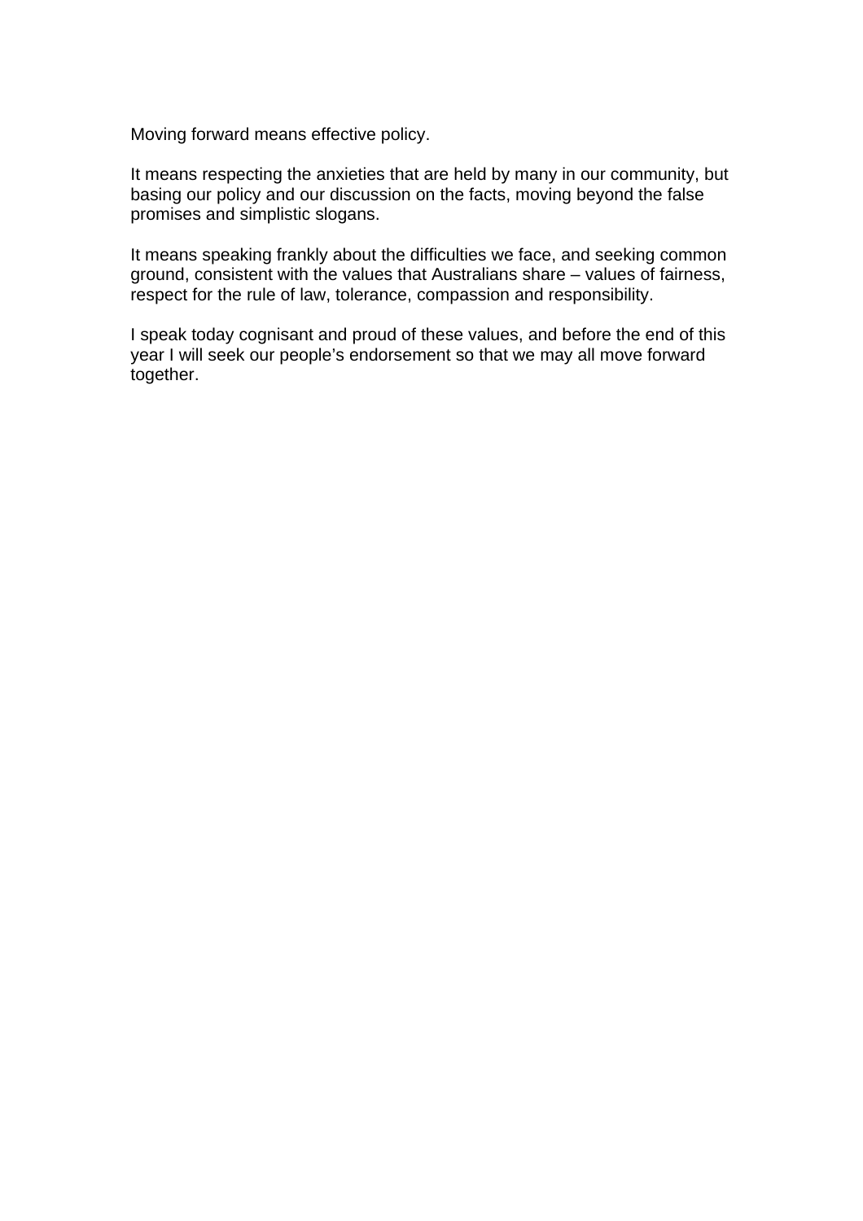Moving forward means effective policy.

It means respecting the anxieties that are held by many in our community, but basing our policy and our discussion on the facts, moving beyond the false promises and simplistic slogans.

It means speaking frankly about the difficulties we face, and seeking common ground, consistent with the values that Australians share – values of fairness, respect for the rule of law, tolerance, compassion and responsibility.

I speak today cognisant and proud of these values, and before the end of this year I will seek our people's endorsement so that we may all move forward together.